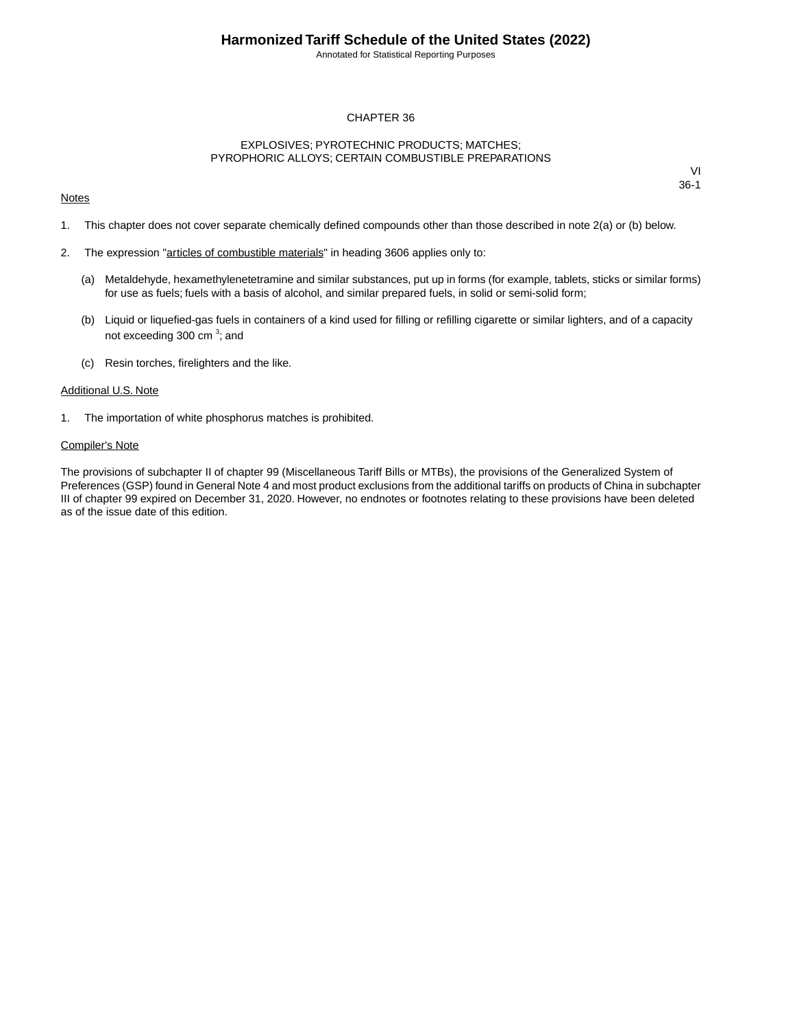# CHAPTER 36

## EXPLOSIVES; PYROTECHNIC PRODUCTS; MATCHES; PYROPHORIC ALLOYS; CERTAIN COMBUSTIBLE PREPARATIONS

VI
36-1

Notes

1. This chapter does not cover separate chemically defined compounds other than those described in note 2(a) or (b) below.

2. The expression "articles of combustible materials" in heading 3606 applies only to:

   (a) Metaldehyde, hexamethylenetetramine and similar substances, put up in forms (for example, tablets, sticks or similar forms) for use as fuels; fuels with a basis of alcohol, and similar prepared fuels, in solid or semi-solid form;

   (b) Liquid or liquefied-gas fuels in containers of a kind used for filling or refilling cigarette or similar lighters, and of a capacity not exceeding 300 $cm^3$; and

   (c) Resin torches, firelighters and the like.

Additional U.S. Note

1. The importation of white phosphorus matches is prohibited.

Compiler's Note

The provisions of subchapter II of chapter 99 (Miscellaneous Tariff Bills or MTBs), the provisions of the Generalized System of Preferences (GSP) found in General Note 4 and most product exclusions from the additional tariffs on products of China in subchapter III of chapter 99 expired on December 31, 2020. However, no endnotes or footnotes relating to these provisions have been deleted as of the issue date of this edition.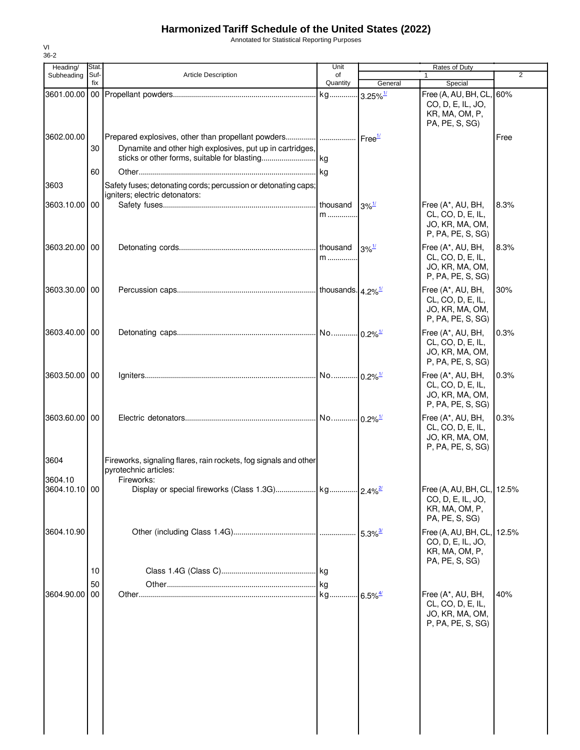# Harmonized Tariff Schedule of the United States (2022)

Annotated for Statistical Reporting Purposes

VI
36-2

| Heading/ Subheading | Stat. Suf- fix | Article Description | Unit of Quantity | Rates of Duty | | |
|---|---|---|---|---|---|---|
| | | | | 1 | | 2 |
| | | | | General | Special | |
| 3601.00.00 | 00 | Propellant powders | kg | 3.25%[1/] | Free (A, AU, BH, CL, CO, D, E, IL, JO, KR, MA, OM, P, PA, PE, S, SG) | 60% |
| 3602.00.00 | | Prepared explosives, other than propellant powders | | Free[1/] | | Free |
| | 30 | Dynamite and other high explosives, put up in cartridges, sticks or other forms, suitable for blasting | kg | | | |
| | 60 | Other | kg | | | |
| 3603 | | Safety fuses; detonating cords; percussion or detonating caps; igniters; electric detonators: | | | | |
| 3603.10.00 | 00 | Safety fuses | thousand m | 3%[1/] | Free (A*, AU, BH, CL, CO, D, E, IL, JO, KR, MA, OM, P, PA, PE, S, SG) | 8.3% |
| 3603.20.00 | 00 | Detonating cords | thousand m | 3%[1/] | Free (A*, AU, BH, CL, CO, D, E, IL, JO, KR, MA, OM, P, PA, PE, S, SG) | 8.3% |
| 3603.30.00 | 00 | Percussion caps | thousands | 4.2%[1/] | Free (A*, AU, BH, CL, CO, D, E, IL, JO, KR, MA, OM, P, PA, PE, S, SG) | 30% |
| 3603.40.00 | 00 | Detonating caps | No. | 0.2%[1/] | Free (A*, AU, BH, CL, CO, D, E, IL, JO, KR, MA, OM, P, PA, PE, S, SG) | 0.3% |
| 3603.50.00 | 00 | Igniters | No. | 0.2%[1/] | Free (A*, AU, BH, CL, CO, D, E, IL, JO, KR, MA, OM, P, PA, PE, S, SG) | 0.3% |
| 3603.60.00 | 00 | Electric detonators | No. | 0.2%[1/] | Free (A*, AU, BH, CL, CO, D, E, IL, JO, KR, MA, OM, P, PA, PE, S, SG) | 0.3% |
| 3604 | | Fireworks, signaling flares, rain rockets, fog signals and other pyrotechnic articles: | | | | |
| 3604.10 | | Fireworks: | | | | |
| 3604.10.10 | 00 | Display or special fireworks (Class 1.3G) | kg | 2.4%[2/] | Free (A, AU, BH, CL, CO, D, E, IL, JO, KR, MA, OM, P, PA, PE, S, SG) | 12.5% |
| 3604.10.90 | | Other (including Class 1.4G) | | 5.3%[3/] | Free (A, AU, BH, CL, CO, D, E, IL, JO, KR, MA, OM, P, PA, PE, S, SG) | 12.5% |
| | 10 | Class 1.4G (Class C) | kg | | | |
| | 50 | Other | kg | | | |
| 3604.90.00 | 00 | Other | kg | 6.5%[4/] | Free (A*, AU, BH, CL, CO, D, E, IL, JO, KR, MA, OM, P, PA, PE, S, SG) | 40% |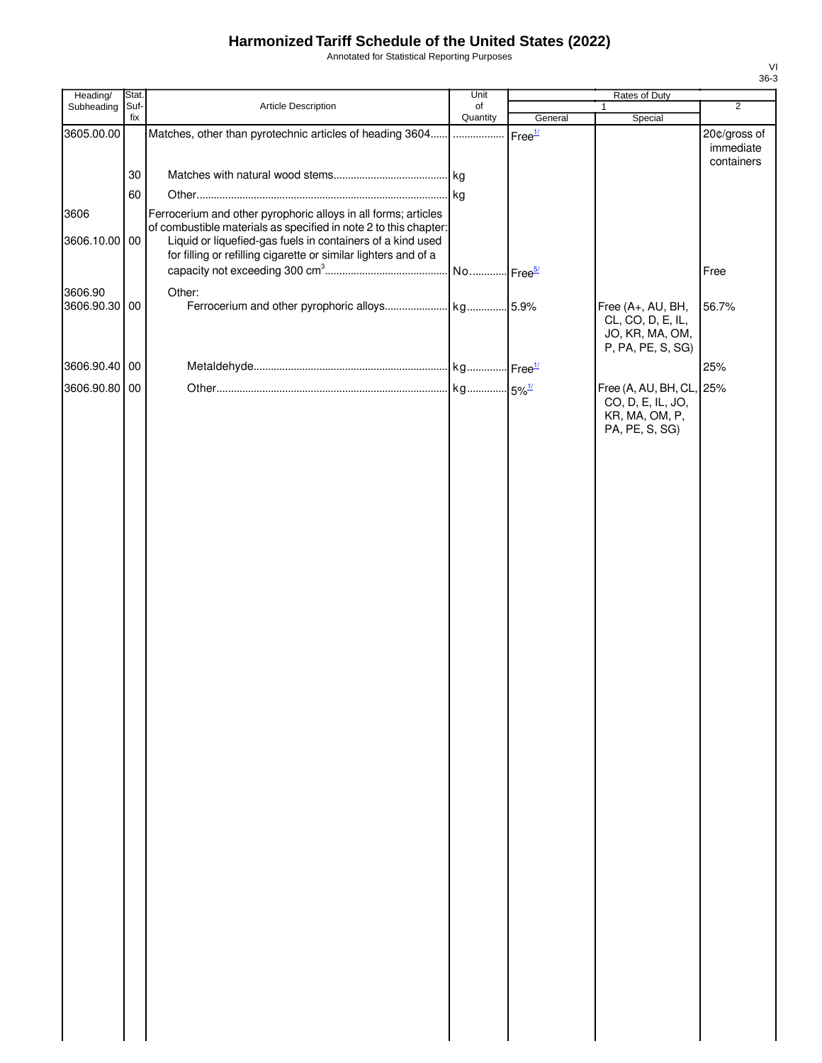# Harmonized Tariff Schedule of the United States (2022)

Annotated for Statistical Reporting Purposes

VI
36-3

| Heading/ Subheading | Stat. Suf- fix | Article Description | Unit of Quantity | Rates of Duty 1 General | Special | 2 |
|---|---|---|---|---|---|---|
| 3605.00.00 | | Matches, other than pyrotechnic articles of heading 3604 | | Free[1/] | | 20¢/gross of immediate containers |
| | 30 | Matches with natural wood stems | kg | | | |
| | 60 | Other | kg | | | |
| 3606 | | Ferrocerium and other pyrophoric alloys in all forms; articles of combustible materials as specified in note 2 to this chapter: | | | | |
| 3606.10.00 | 00 | Liquid or liquefied-gas fuels in containers of a kind used for filling or refilling cigarette or similar lighters and of a capacity not exceeding 300 $cm^3$ | No. | Free[5/] | | Free |
| 3606.90 | | Other: | | | | |
| 3606.90.30 | 00 | Ferrocerium and other pyrophoric alloys | kg | 5.9% | Free (A+, AU, BH, CL, CO, D, E, IL, JO, KR, MA, OM, P, PA, PE, S, SG) | 56.7% |
| 3606.90.40 | 00 | Metaldehyde | kg | Free[1/] | | 25% |
| 3606.90.80 | 00 | Other | kg | 5%[1/] | Free (A, AU, BH, CL, CO, D, E, IL, JO, KR, MA, OM, P, PA, PE, S, SG) | 25% |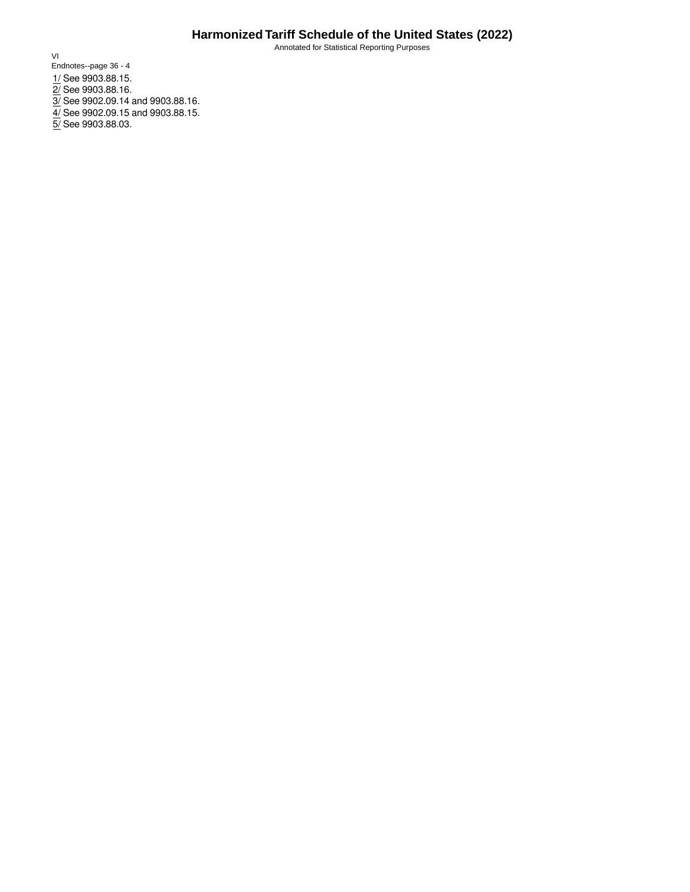1/ See 9903.88.15.
2/ See 9903.88.16.
3/ See 9902.09.14 and 9903.88.16.
4/ See 9902.09.15 and 9903.88.15.
5/ See 9903.88.03.